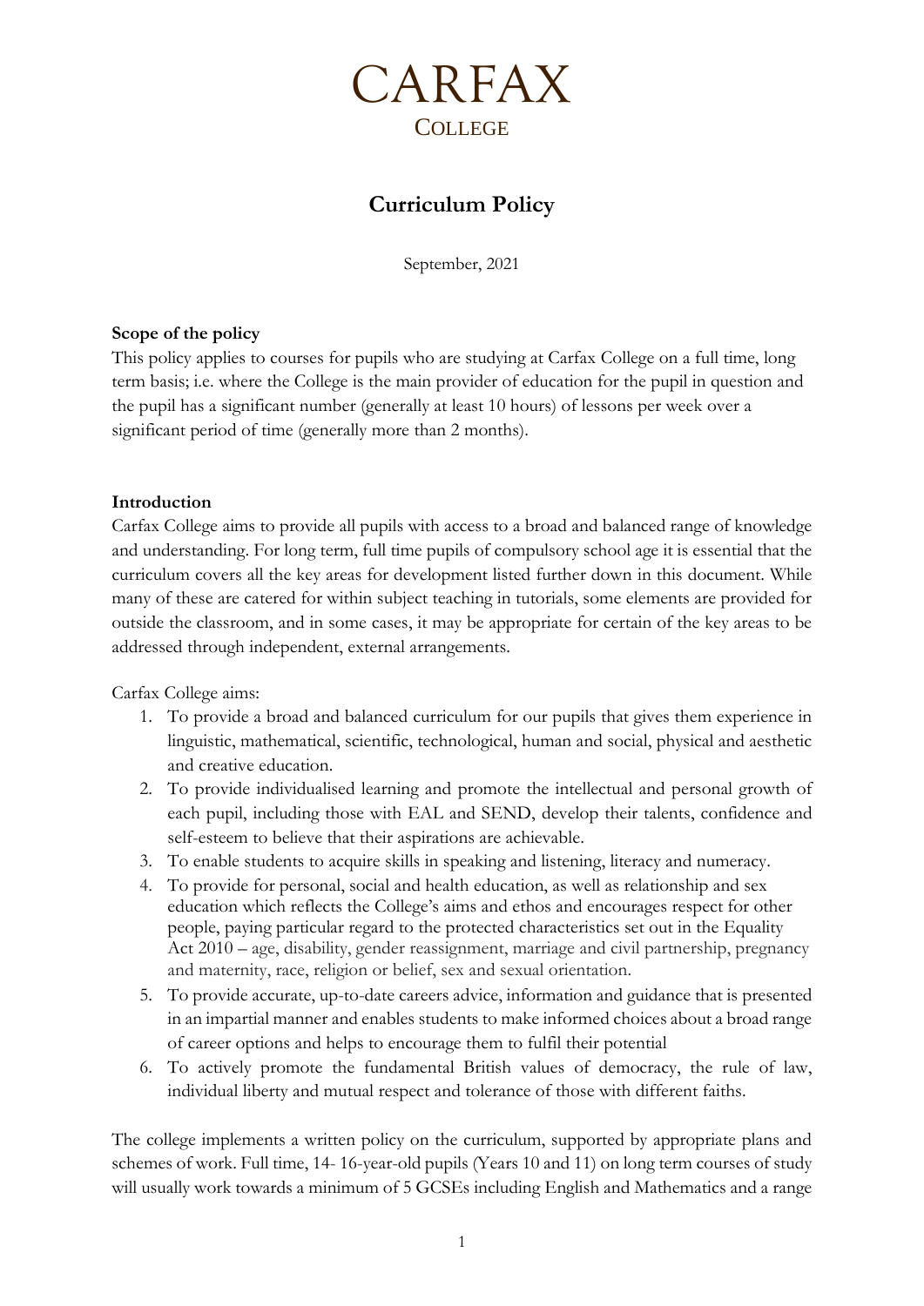# CARFAX
## COLLEGE

## Curriculum Policy

September, 2021

**Scope of the policy**

This policy applies to courses for pupils who are studying at Carfax College on a full time, long term basis; i.e. where the College is the main provider of education for the pupil in question and the pupil has a significant number (generally at least 10 hours) of lessons per week over a significant period of time (generally more than 2 months).

**Introduction**

Carfax College aims to provide all pupils with access to a broad and balanced range of knowledge and understanding. For long term, full time pupils of compulsory school age it is essential that the curriculum covers all the key areas for development listed further down in this document. While many of these are catered for within subject teaching in tutorials, some elements are provided for outside the classroom, and in some cases, it may be appropriate for certain of the key areas to be addressed through independent, external arrangements.

Carfax College aims:

1. To provide a broad and balanced curriculum for our pupils that gives them experience in linguistic, mathematical, scientific, technological, human and social, physical and aesthetic and creative education.
2. To provide individualised learning and promote the intellectual and personal growth of each pupil, including those with EAL and SEND, develop their talents, confidence and self-esteem to believe that their aspirations are achievable.
3. To enable students to acquire skills in speaking and listening, literacy and numeracy.
4. To provide for personal, social and health education, as well as relationship and sex education which reflects the College's aims and ethos and encourages respect for other people, paying particular regard to the protected characteristics set out in the Equality Act 2010 – age, disability, gender reassignment, marriage and civil partnership, pregnancy and maternity, race, religion or belief, sex and sexual orientation.
5. To provide accurate, up-to-date careers advice, information and guidance that is presented in an impartial manner and enables students to make informed choices about a broad range of career options and helps to encourage them to fulfil their potential
6. To actively promote the fundamental British values of democracy, the rule of law, individual liberty and mutual respect and tolerance of those with different faiths.

The college implements a written policy on the curriculum, supported by appropriate plans and schemes of work. Full time, 14- 16-year-old pupils (Years 10 and 11) on long term courses of study will usually work towards a minimum of 5 GCSEs including English and Mathematics and a range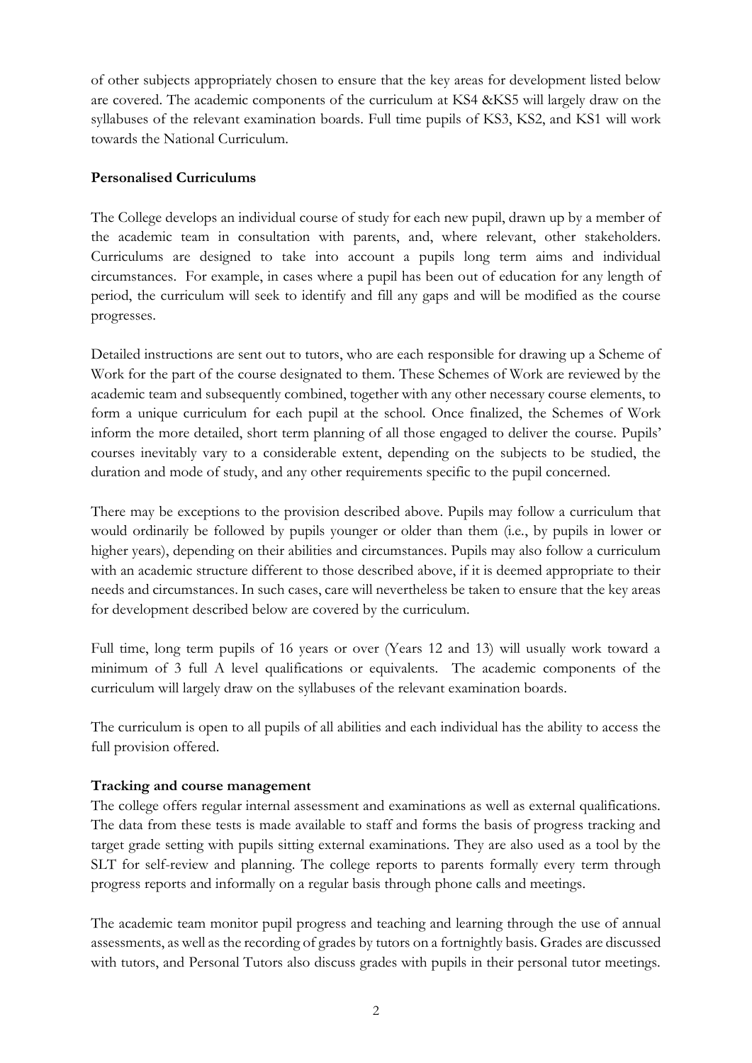of other subjects appropriately chosen to ensure that the key areas for development listed below are covered. The academic components of the curriculum at KS4 &KS5 will largely draw on the syllabuses of the relevant examination boards. Full time pupils of KS3, KS2, and KS1 will work towards the National Curriculum.

**Personalised Curriculums**

The College develops an individual course of study for each new pupil, drawn up by a member of the academic team in consultation with parents, and, where relevant, other stakeholders. Curriculums are designed to take into account a pupils long term aims and individual circumstances. For example, in cases where a pupil has been out of education for any length of period, the curriculum will seek to identify and fill any gaps and will be modified as the course progresses.

Detailed instructions are sent out to tutors, who are each responsible for drawing up a Scheme of Work for the part of the course designated to them. These Schemes of Work are reviewed by the academic team and subsequently combined, together with any other necessary course elements, to form a unique curriculum for each pupil at the school. Once finalized, the Schemes of Work inform the more detailed, short term planning of all those engaged to deliver the course. Pupils' courses inevitably vary to a considerable extent, depending on the subjects to be studied, the duration and mode of study, and any other requirements specific to the pupil concerned.

There may be exceptions to the provision described above. Pupils may follow a curriculum that would ordinarily be followed by pupils younger or older than them (i.e., by pupils in lower or higher years), depending on their abilities and circumstances. Pupils may also follow a curriculum with an academic structure different to those described above, if it is deemed appropriate to their needs and circumstances. In such cases, care will nevertheless be taken to ensure that the key areas for development described below are covered by the curriculum.

Full time, long term pupils of 16 years or over (Years 12 and 13) will usually work toward a minimum of 3 full A level qualifications or equivalents. The academic components of the curriculum will largely draw on the syllabuses of the relevant examination boards.

The curriculum is open to all pupils of all abilities and each individual has the ability to access the full provision offered.

**Tracking and course management**

The college offers regular internal assessment and examinations as well as external qualifications. The data from these tests is made available to staff and forms the basis of progress tracking and target grade setting with pupils sitting external examinations. They are also used as a tool by the SLT for self-review and planning. The college reports to parents formally every term through progress reports and informally on a regular basis through phone calls and meetings.

The academic team monitor pupil progress and teaching and learning through the use of annual assessments, as well as the recording of grades by tutors on a fortnightly basis. Grades are discussed with tutors, and Personal Tutors also discuss grades with pupils in their personal tutor meetings.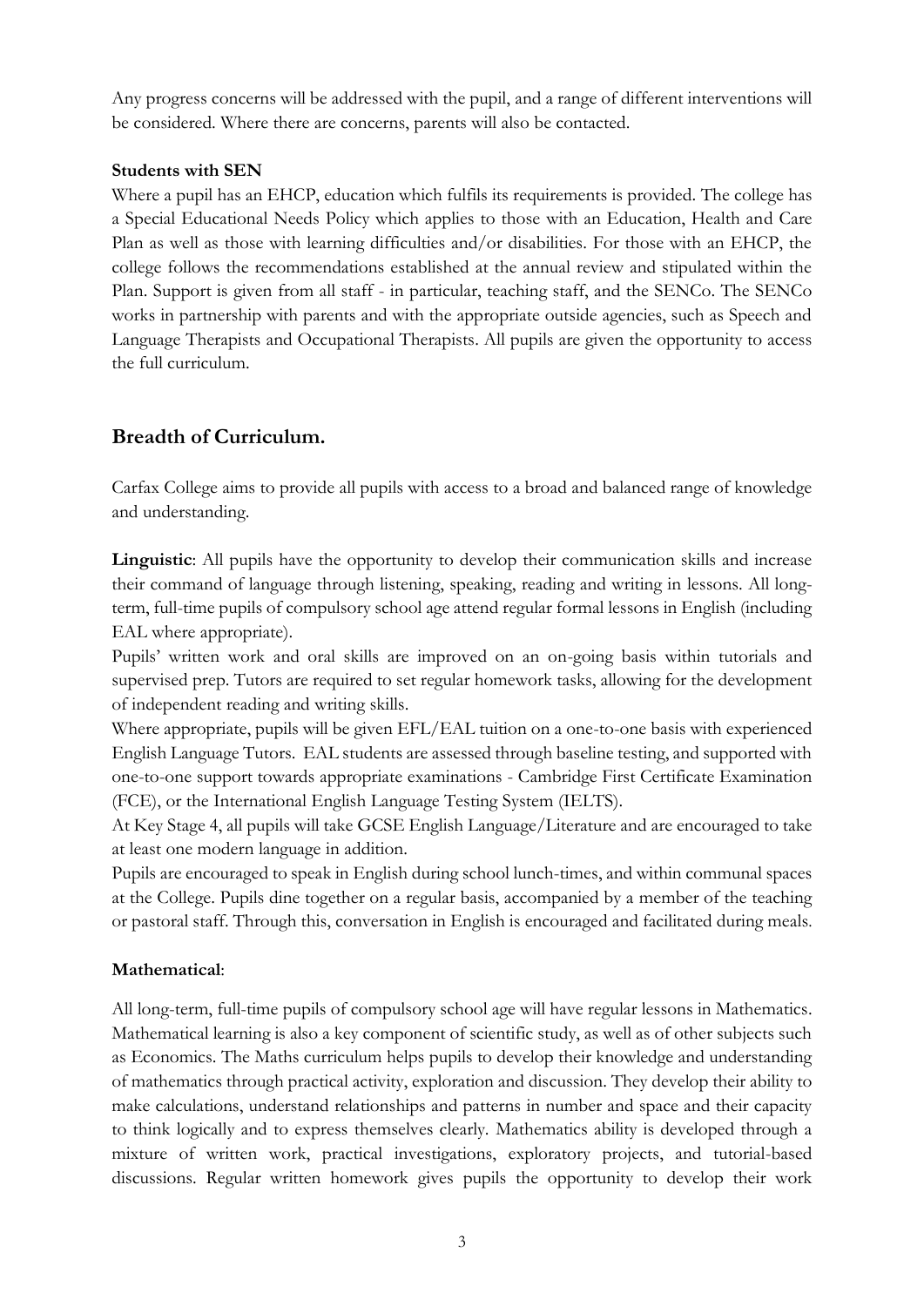Any progress concerns will be addressed with the pupil, and a range of different interventions will be considered. Where there are concerns, parents will also be contacted.

**Students with SEN**

Where a pupil has an EHCP, education which fulfils its requirements is provided. The college has a Special Educational Needs Policy which applies to those with an Education, Health and Care Plan as well as those with learning difficulties and/or disabilities. For those with an EHCP, the college follows the recommendations established at the annual review and stipulated within the Plan. Support is given from all staff - in particular, teaching staff, and the SENCo. The SENCo works in partnership with parents and with the appropriate outside agencies, such as Speech and Language Therapists and Occupational Therapists. All pupils are given the opportunity to access the full curriculum.

## Breadth of Curriculum.

Carfax College aims to provide all pupils with access to a broad and balanced range of knowledge and understanding.

**Linguistic**: All pupils have the opportunity to develop their communication skills and increase their command of language through listening, speaking, reading and writing in lessons. All long-term, full-time pupils of compulsory school age attend regular formal lessons in English (including EAL where appropriate).

Pupils' written work and oral skills are improved on an on-going basis within tutorials and supervised prep. Tutors are required to set regular homework tasks, allowing for the development of independent reading and writing skills.

Where appropriate, pupils will be given EFL/EAL tuition on a one-to-one basis with experienced English Language Tutors. EAL students are assessed through baseline testing, and supported with one-to-one support towards appropriate examinations - Cambridge First Certificate Examination (FCE), or the International English Language Testing System (IELTS).

At Key Stage 4, all pupils will take GCSE English Language/Literature and are encouraged to take at least one modern language in addition.

Pupils are encouraged to speak in English during school lunch-times, and within communal spaces at the College. Pupils dine together on a regular basis, accompanied by a member of the teaching or pastoral staff. Through this, conversation in English is encouraged and facilitated during meals.

**Mathematical**:

All long-term, full-time pupils of compulsory school age will have regular lessons in Mathematics. Mathematical learning is also a key component of scientific study, as well as of other subjects such as Economics. The Maths curriculum helps pupils to develop their knowledge and understanding of mathematics through practical activity, exploration and discussion. They develop their ability to make calculations, understand relationships and patterns in number and space and their capacity to think logically and to express themselves clearly. Mathematics ability is developed through a mixture of written work, practical investigations, exploratory projects, and tutorial-based discussions. Regular written homework gives pupils the opportunity to develop their work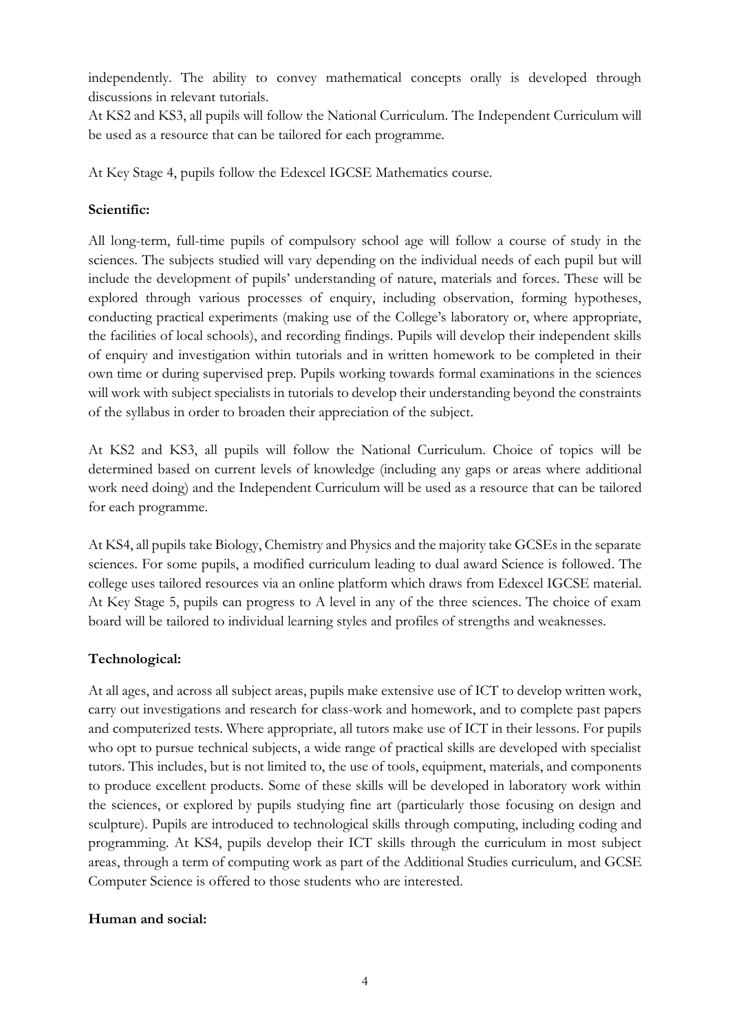independently. The ability to convey mathematical concepts orally is developed through discussions in relevant tutorials.
At KS2 and KS3, all pupils will follow the National Curriculum. The Independent Curriculum will be used as a resource that can be tailored for each programme.

At Key Stage 4, pupils follow the Edexcel IGCSE Mathematics course.

**Scientific:**

All long-term, full-time pupils of compulsory school age will follow a course of study in the sciences. The subjects studied will vary depending on the individual needs of each pupil but will include the development of pupils' understanding of nature, materials and forces. These will be explored through various processes of enquiry, including observation, forming hypotheses, conducting practical experiments (making use of the College's laboratory or, where appropriate, the facilities of local schools), and recording findings. Pupils will develop their independent skills of enquiry and investigation within tutorials and in written homework to be completed in their own time or during supervised prep. Pupils working towards formal examinations in the sciences will work with subject specialists in tutorials to develop their understanding beyond the constraints of the syllabus in order to broaden their appreciation of the subject.

At KS2 and KS3, all pupils will follow the National Curriculum. Choice of topics will be determined based on current levels of knowledge (including any gaps or areas where additional work need doing) and the Independent Curriculum will be used as a resource that can be tailored for each programme.

At KS4, all pupils take Biology, Chemistry and Physics and the majority take GCSEs in the separate sciences. For some pupils, a modified curriculum leading to dual award Science is followed. The college uses tailored resources via an online platform which draws from Edexcel IGCSE material. At Key Stage 5, pupils can progress to A level in any of the three sciences. The choice of exam board will be tailored to individual learning styles and profiles of strengths and weaknesses.

**Technological:**

At all ages, and across all subject areas, pupils make extensive use of ICT to develop written work, carry out investigations and research for class-work and homework, and to complete past papers and computerized tests. Where appropriate, all tutors make use of ICT in their lessons. For pupils who opt to pursue technical subjects, a wide range of practical skills are developed with specialist tutors. This includes, but is not limited to, the use of tools, equipment, materials, and components to produce excellent products. Some of these skills will be developed in laboratory work within the sciences, or explored by pupils studying fine art (particularly those focusing on design and sculpture). Pupils are introduced to technological skills through computing, including coding and programming. At KS4, pupils develop their ICT skills through the curriculum in most subject areas, through a term of computing work as part of the Additional Studies curriculum, and GCSE Computer Science is offered to those students who are interested.

**Human and social:**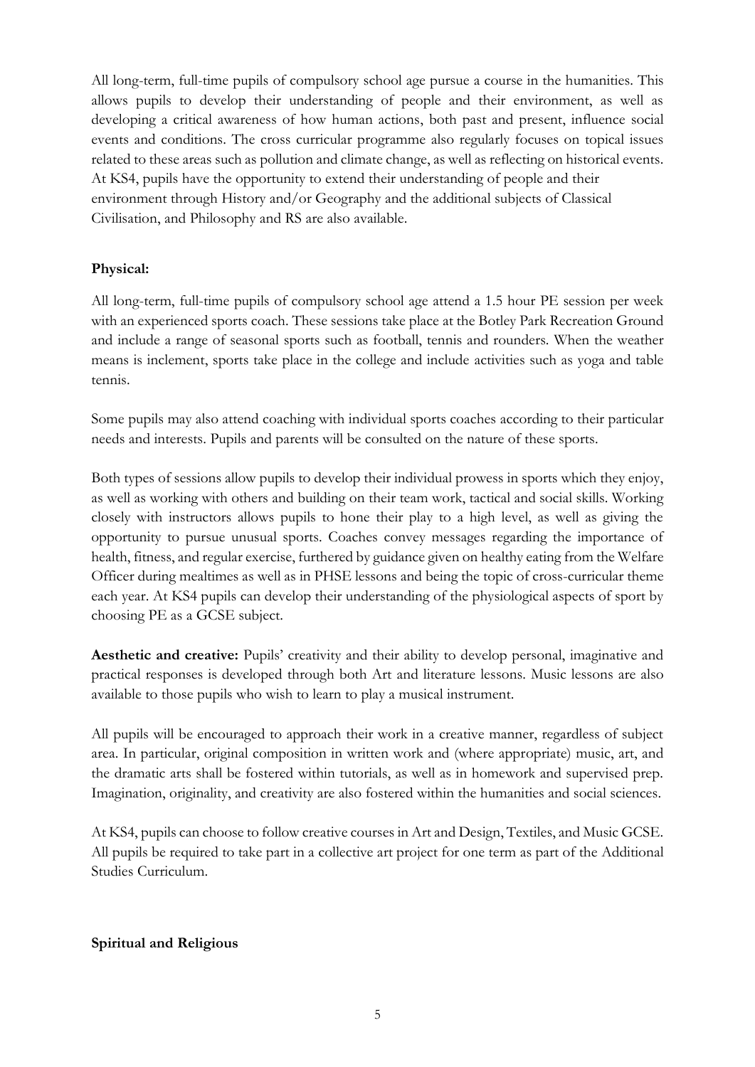All long-term, full-time pupils of compulsory school age pursue a course in the humanities. This allows pupils to develop their understanding of people and their environment, as well as developing a critical awareness of how human actions, both past and present, influence social events and conditions. The cross curricular programme also regularly focuses on topical issues related to these areas such as pollution and climate change, as well as reflecting on historical events. At KS4, pupils have the opportunity to extend their understanding of people and their environment through History and/or Geography and the additional subjects of Classical Civilisation, and Philosophy and RS are also available.

**Physical:**

All long-term, full-time pupils of compulsory school age attend a 1.5 hour PE session per week with an experienced sports coach. These sessions take place at the Botley Park Recreation Ground and include a range of seasonal sports such as football, tennis and rounders. When the weather means is inclement, sports take place in the college and include activities such as yoga and table tennis.

Some pupils may also attend coaching with individual sports coaches according to their particular needs and interests. Pupils and parents will be consulted on the nature of these sports.

Both types of sessions allow pupils to develop their individual prowess in sports which they enjoy, as well as working with others and building on their team work, tactical and social skills. Working closely with instructors allows pupils to hone their play to a high level, as well as giving the opportunity to pursue unusual sports. Coaches convey messages regarding the importance of health, fitness, and regular exercise, furthered by guidance given on healthy eating from the Welfare Officer during mealtimes as well as in PHSE lessons and being the topic of cross-curricular theme each year. At KS4 pupils can develop their understanding of the physiological aspects of sport by choosing PE as a GCSE subject.

**Aesthetic and creative:** Pupils' creativity and their ability to develop personal, imaginative and practical responses is developed through both Art and literature lessons. Music lessons are also available to those pupils who wish to learn to play a musical instrument.

All pupils will be encouraged to approach their work in a creative manner, regardless of subject area. In particular, original composition in written work and (where appropriate) music, art, and the dramatic arts shall be fostered within tutorials, as well as in homework and supervised prep. Imagination, originality, and creativity are also fostered within the humanities and social sciences.

At KS4, pupils can choose to follow creative courses in Art and Design, Textiles, and Music GCSE. All pupils be required to take part in a collective art project for one term as part of the Additional Studies Curriculum.

**Spiritual and Religious**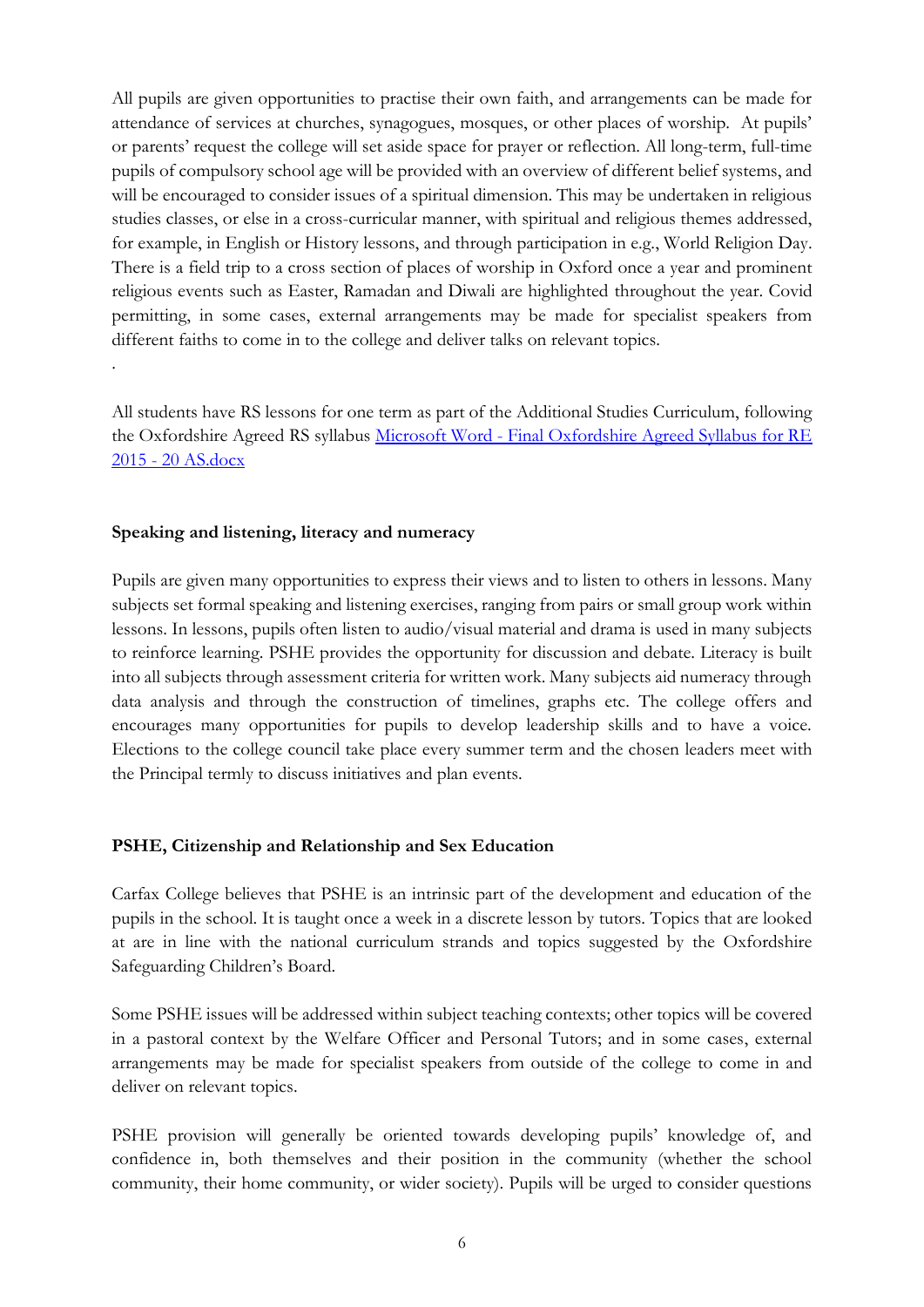All pupils are given opportunities to practise their own faith, and arrangements can be made for attendance of services at churches, synagogues, mosques, or other places of worship. At pupils' or parents' request the college will set aside space for prayer or reflection. All long-term, full-time pupils of compulsory school age will be provided with an overview of different belief systems, and will be encouraged to consider issues of a spiritual dimension. This may be undertaken in religious studies classes, or else in a cross-curricular manner, with spiritual and religious themes addressed, for example, in English or History lessons, and through participation in e.g., World Religion Day. There is a field trip to a cross section of places of worship in Oxford once a year and prominent religious events such as Easter, Ramadan and Diwali are highlighted throughout the year. Covid permitting, in some cases, external arrangements may be made for specialist speakers from different faiths to come in to the college and deliver talks on relevant topics.

.

All students have RS lessons for one term as part of the Additional Studies Curriculum, following the Oxfordshire Agreed RS syllabus [Microsoft Word - Final Oxfordshire Agreed Syllabus for RE 2015 - 20 AS.docx]

**Speaking and listening, literacy and numeracy**

Pupils are given many opportunities to express their views and to listen to others in lessons. Many subjects set formal speaking and listening exercises, ranging from pairs or small group work within lessons. In lessons, pupils often listen to audio/visual material and drama is used in many subjects to reinforce learning. PSHE provides the opportunity for discussion and debate. Literacy is built into all subjects through assessment criteria for written work. Many subjects aid numeracy through data analysis and through the construction of timelines, graphs etc. The college offers and encourages many opportunities for pupils to develop leadership skills and to have a voice. Elections to the college council take place every summer term and the chosen leaders meet with the Principal termly to discuss initiatives and plan events.

**PSHE, Citizenship and Relationship and Sex Education**

Carfax College believes that PSHE is an intrinsic part of the development and education of the pupils in the school. It is taught once a week in a discrete lesson by tutors. Topics that are looked at are in line with the national curriculum strands and topics suggested by the Oxfordshire Safeguarding Children's Board.

Some PSHE issues will be addressed within subject teaching contexts; other topics will be covered in a pastoral context by the Welfare Officer and Personal Tutors; and in some cases, external arrangements may be made for specialist speakers from outside of the college to come in and deliver on relevant topics.

PSHE provision will generally be oriented towards developing pupils' knowledge of, and confidence in, both themselves and their position in the community (whether the school community, their home community, or wider society). Pupils will be urged to consider questions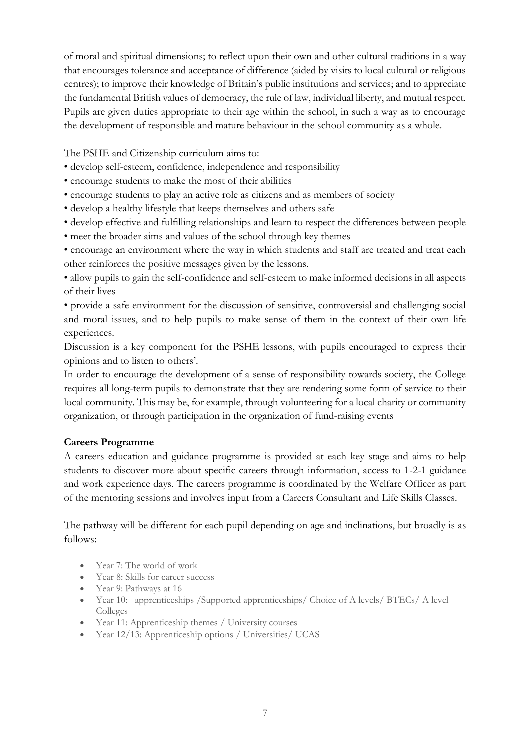of moral and spiritual dimensions; to reflect upon their own and other cultural traditions in a way that encourages tolerance and acceptance of difference (aided by visits to local cultural or religious centres); to improve their knowledge of Britain's public institutions and services; and to appreciate the fundamental British values of democracy, the rule of law, individual liberty, and mutual respect. Pupils are given duties appropriate to their age within the school, in such a way as to encourage the development of responsible and mature behaviour in the school community as a whole.

The PSHE and Citizenship curriculum aims to:

- develop self-esteem, confidence, independence and responsibility
- encourage students to make the most of their abilities
- encourage students to play an active role as citizens and as members of society
- develop a healthy lifestyle that keeps themselves and others safe
- develop effective and fulfilling relationships and learn to respect the differences between people
- meet the broader aims and values of the school through key themes
- encourage an environment where the way in which students and staff are treated and treat each other reinforces the positive messages given by the lessons.
- allow pupils to gain the self-confidence and self-esteem to make informed decisions in all aspects of their lives
- provide a safe environment for the discussion of sensitive, controversial and challenging social and moral issues, and to help pupils to make sense of them in the context of their own life experiences.

Discussion is a key component for the PSHE lessons, with pupils encouraged to express their opinions and to listen to others'.

In order to encourage the development of a sense of responsibility towards society, the College requires all long-term pupils to demonstrate that they are rendering some form of service to their local community. This may be, for example, through volunteering for a local charity or community organization, or through participation in the organization of fund-raising events

**Careers Programme**

A careers education and guidance programme is provided at each key stage and aims to help students to discover more about specific careers through information, access to 1-2-1 guidance and work experience days. The careers programme is coordinated by the Welfare Officer as part of the mentoring sessions and involves input from a Careers Consultant and Life Skills Classes.

The pathway will be different for each pupil depending on age and inclinations, but broadly is as follows:

- Year 7: The world of work
- Year 8: Skills for career success
- Year 9: Pathways at 16
- Year 10: apprenticeships /Supported apprenticeships/ Choice of A levels/ BTECs/ A level Colleges
- Year 11: Apprenticeship themes / University courses
- Year 12/13: Apprenticeship options / Universities/ UCAS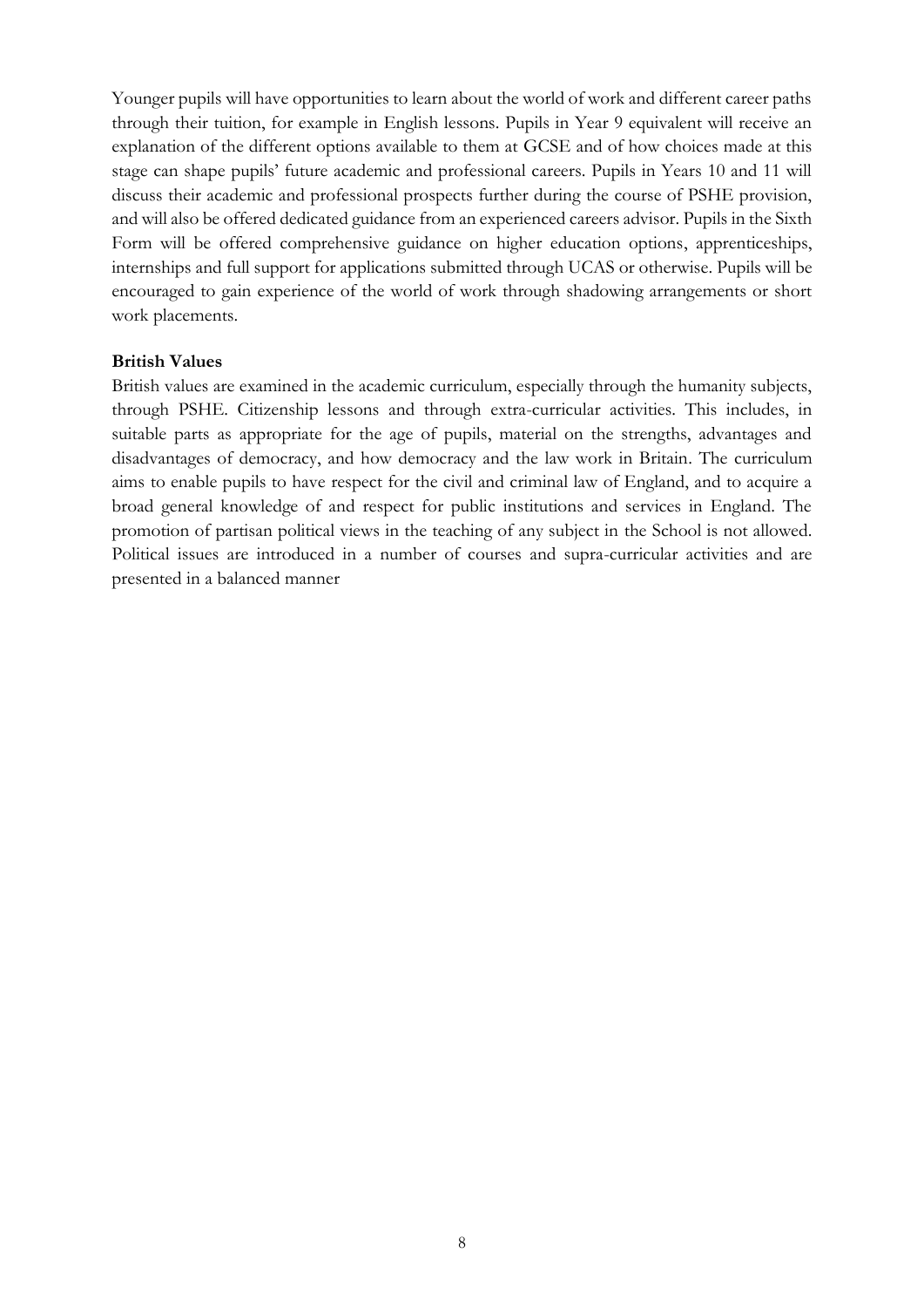Younger pupils will have opportunities to learn about the world of work and different career paths through their tuition, for example in English lessons. Pupils in Year 9 equivalent will receive an explanation of the different options available to them at GCSE and of how choices made at this stage can shape pupils' future academic and professional careers. Pupils in Years 10 and 11 will discuss their academic and professional prospects further during the course of PSHE provision, and will also be offered dedicated guidance from an experienced careers advisor. Pupils in the Sixth Form will be offered comprehensive guidance on higher education options, apprenticeships, internships and full support for applications submitted through UCAS or otherwise. Pupils will be encouraged to gain experience of the world of work through shadowing arrangements or short work placements.

**British Values**

British values are examined in the academic curriculum, especially through the humanity subjects, through PSHE. Citizenship lessons and through extra-curricular activities. This includes, in suitable parts as appropriate for the age of pupils, material on the strengths, advantages and disadvantages of democracy, and how democracy and the law work in Britain. The curriculum aims to enable pupils to have respect for the civil and criminal law of England, and to acquire a broad general knowledge of and respect for public institutions and services in England. The promotion of partisan political views in the teaching of any subject in the School is not allowed. Political issues are introduced in a number of courses and supra-curricular activities and are presented in a balanced manner